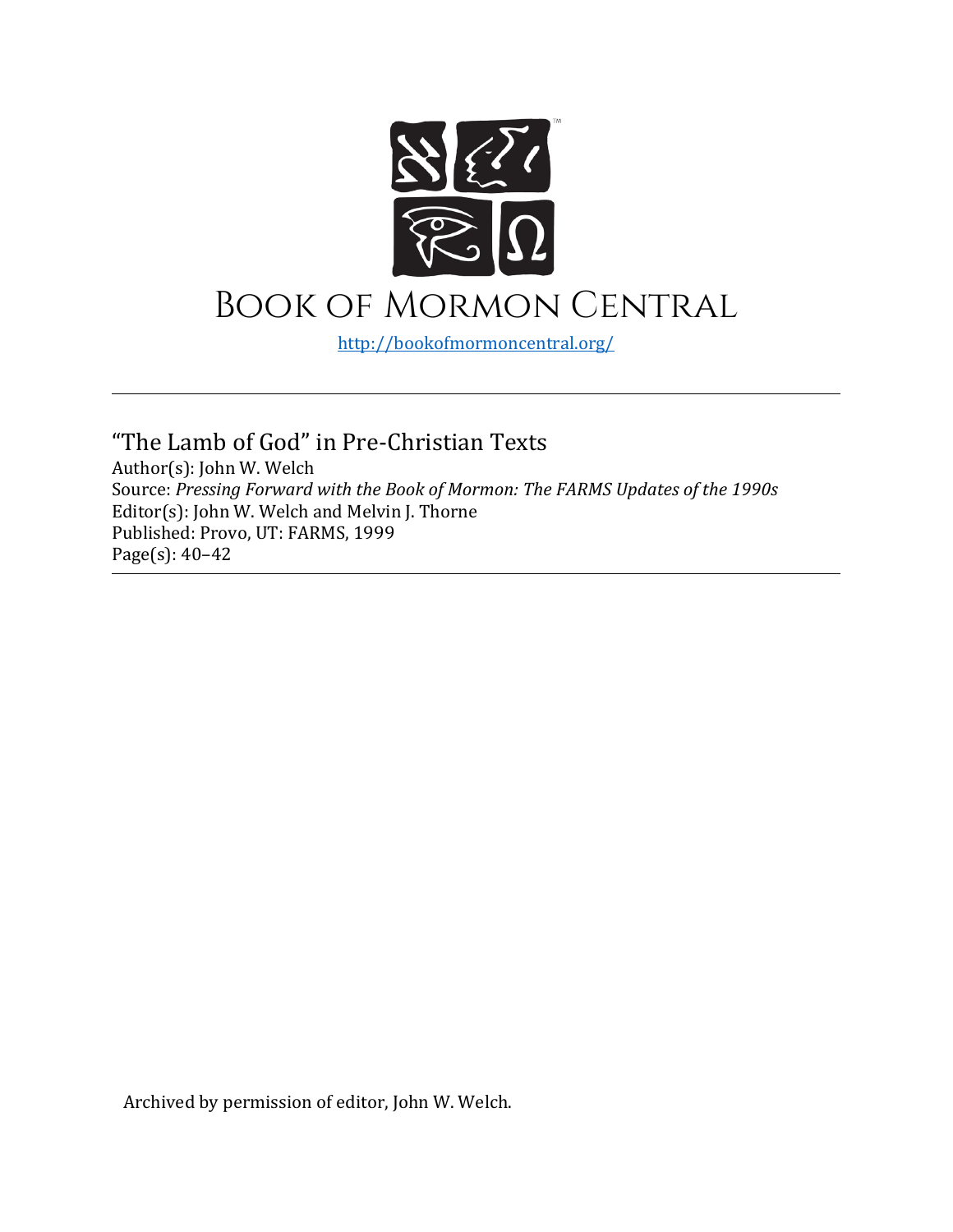# Book of Mormon Central

http://bookofmormoncentral.org/

---

## "The Lamb of God" in Pre-Christian Texts

Author(s): John W. Welch
Source: *Pressing Forward with the Book of Mormon: The FARMS Updates of the 1990s*
Editor(s): John W. Welch and Melvin J. Thorne
Published: Provo, UT: FARMS, 1999
Page(s): 40–42

---

Archived by permission of editor, John W. Welch.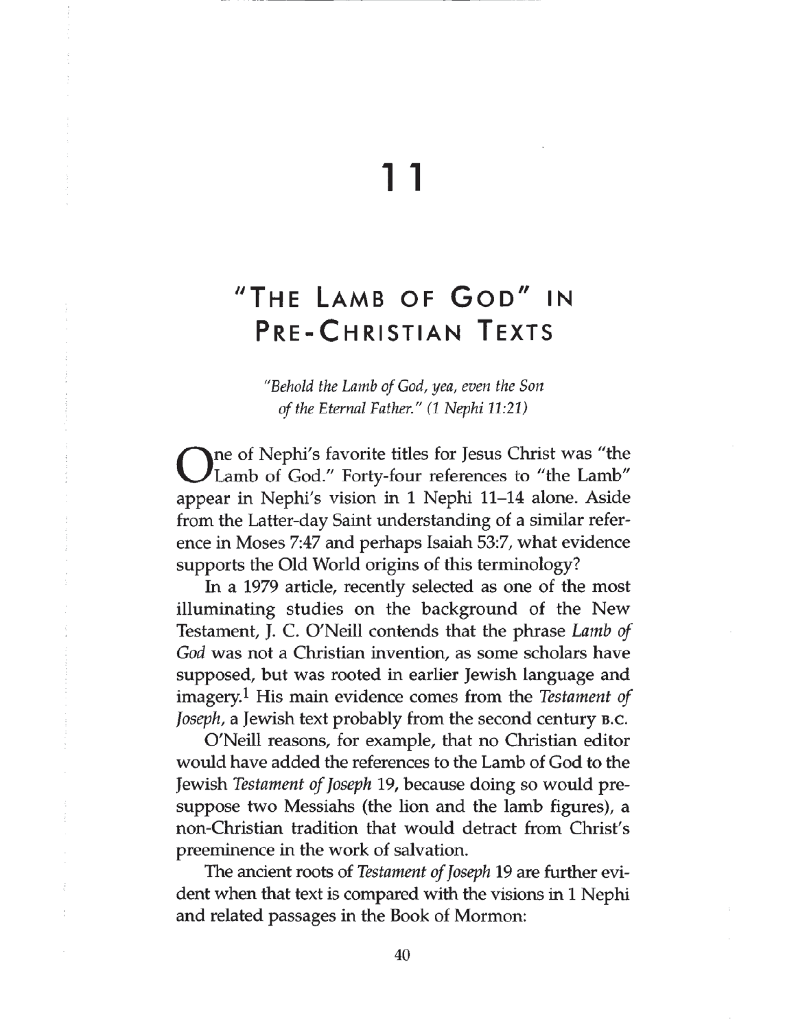# 11

# "The Lamb of God" in Pre-Christian Texts

*"Behold the Lamb of God, yea, even the Son of the Eternal Father." (1 Nephi 11:21)*

One of Nephi's favorite titles for Jesus Christ was "the Lamb of God." Forty-four references to "the Lamb" appear in Nephi's vision in 1 Nephi 11–14 alone. Aside from the Latter-day Saint understanding of a similar reference in Moses 7:47 and perhaps Isaiah 53:7, what evidence supports the Old World origins of this terminology?

In a 1979 article, recently selected as one of the most illuminating studies on the background of the New Testament, J. C. O'Neill contends that the phrase *Lamb of God* was not a Christian invention, as some scholars have supposed, but was rooted in earlier Jewish language and imagery.[1] His main evidence comes from the *Testament of Joseph*, a Jewish text probably from the second century B.C.

O'Neill reasons, for example, that no Christian editor would have added the references to the Lamb of God to the Jewish *Testament of Joseph* 19, because doing so would presuppose two Messiahs (the lion and the lamb figures), a non-Christian tradition that would detract from Christ's preeminence in the work of salvation.

The ancient roots of *Testament of Joseph* 19 are further evident when that text is compared with the visions in 1 Nephi and related passages in the Book of Mormon: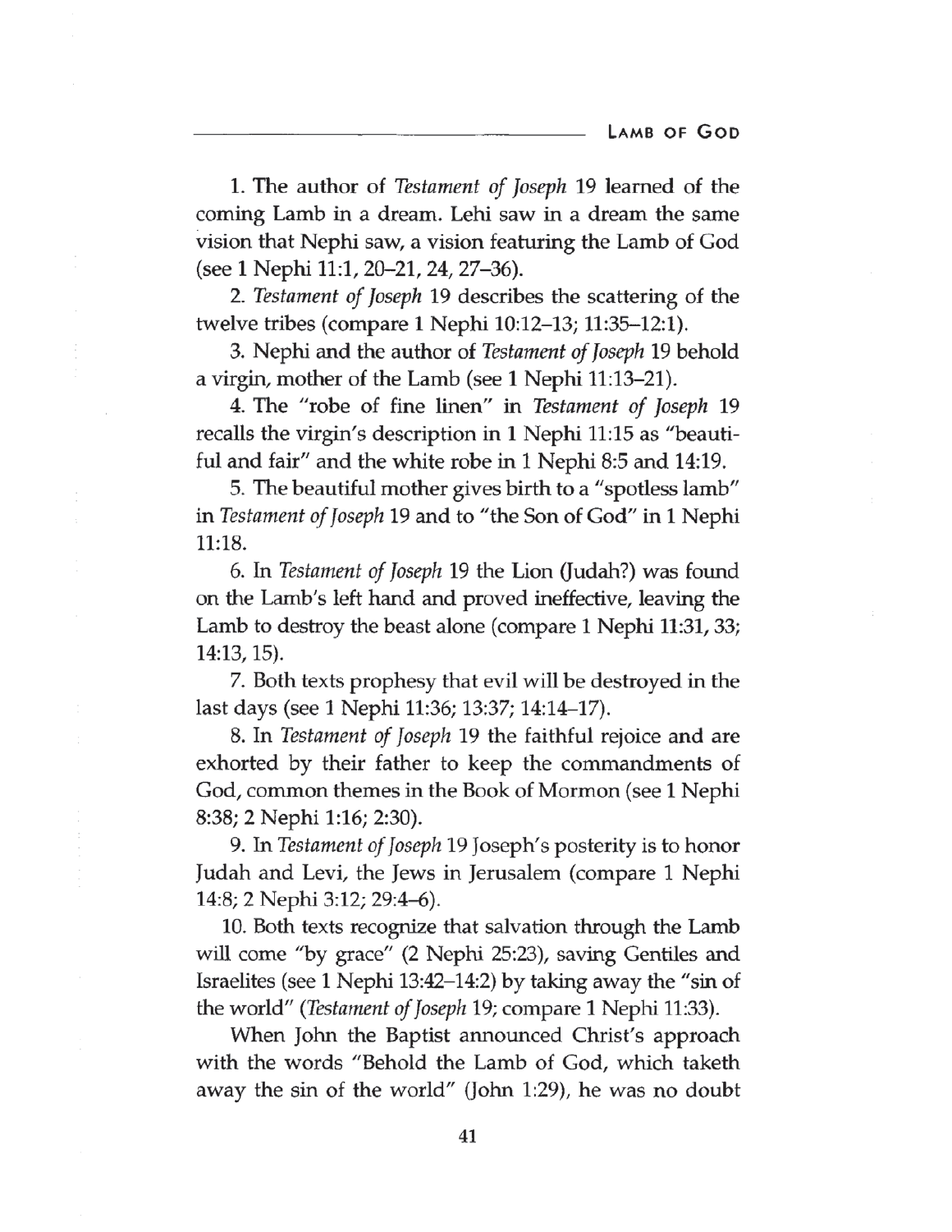1. The author of *Testament of Joseph* 19 learned of the coming Lamb in a dream. Lehi saw in a dream the same vision that Nephi saw, a vision featuring the Lamb of God (see 1 Nephi 11:1, 20–21, 24, 27–36).

2. *Testament of Joseph* 19 describes the scattering of the twelve tribes (compare 1 Nephi 10:12–13; 11:35–12:1).

3. Nephi and the author of *Testament of Joseph* 19 behold a virgin, mother of the Lamb (see 1 Nephi 11:13–21).

4. The "robe of fine linen" in *Testament of Joseph* 19 recalls the virgin's description in 1 Nephi 11:15 as "beautiful and fair" and the white robe in 1 Nephi 8:5 and 14:19.

5. The beautiful mother gives birth to a "spotless lamb" in *Testament of Joseph* 19 and to "the Son of God" in 1 Nephi 11:18.

6. In *Testament of Joseph* 19 the Lion (Judah?) was found on the Lamb's left hand and proved ineffective, leaving the Lamb to destroy the beast alone (compare 1 Nephi 11:31, 33; 14:13, 15).

7. Both texts prophesy that evil will be destroyed in the last days (see 1 Nephi 11:36; 13:37; 14:14–17).

8. In *Testament of Joseph* 19 the faithful rejoice and are exhorted by their father to keep the commandments of God, common themes in the Book of Mormon (see 1 Nephi 8:38; 2 Nephi 1:16; 2:30).

9. In *Testament of Joseph* 19 Joseph's posterity is to honor Judah and Levi, the Jews in Jerusalem (compare 1 Nephi 14:8; 2 Nephi 3:12; 29:4–6).

10. Both texts recognize that salvation through the Lamb will come "by grace" (2 Nephi 25:23), saving Gentiles and Israelites (see 1 Nephi 13:42–14:2) by taking away the "sin of the world" (*Testament of Joseph* 19; compare 1 Nephi 11:33).

When John the Baptist announced Christ's approach with the words "Behold the Lamb of God, which taketh away the sin of the world" (John 1:29), he was no doubt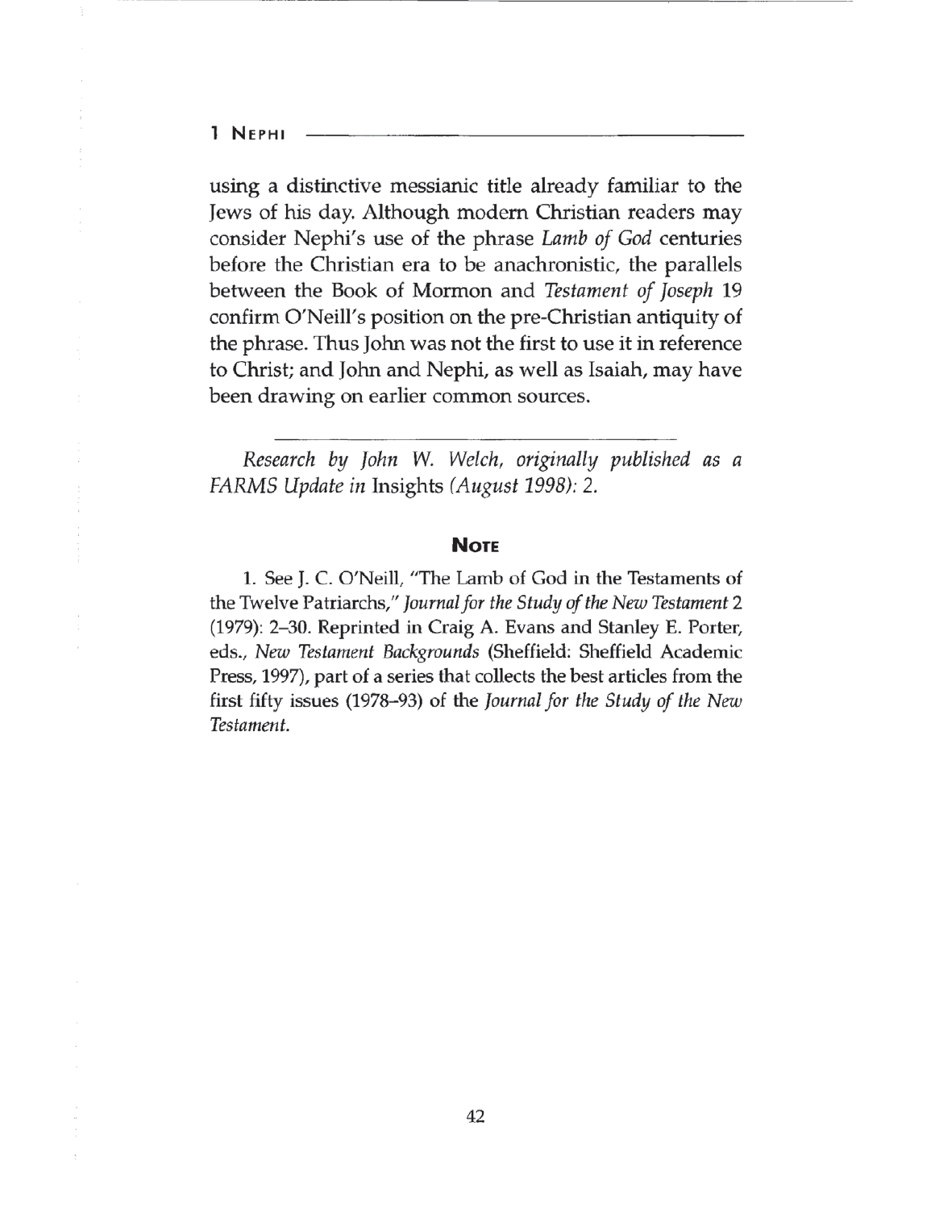using a distinctive messianic title already familiar to the Jews of his day. Although modern Christian readers may consider Nephi's use of the phrase *Lamb of God* centuries before the Christian era to be anachronistic, the parallels between the Book of Mormon and *Testament of Joseph* 19 confirm O'Neill's position on the pre-Christian antiquity of the phrase. Thus John was not the first to use it in reference to Christ; and John and Nephi, as well as Isaiah, may have been drawing on earlier common sources.

---

*Research by John W. Welch, originally published as a FARMS Update in* Insights *(August 1998): 2.*

## Note

1. See J. C. O'Neill, "The Lamb of God in the Testaments of the Twelve Patriarchs," *Journal for the Study of the New Testament* 2 (1979): 2–30. Reprinted in Craig A. Evans and Stanley E. Porter, eds., *New Testament Backgrounds* (Sheffield: Sheffield Academic Press, 1997), part of a series that collects the best articles from the first fifty issues (1978–93) of the *Journal for the Study of the New Testament*.